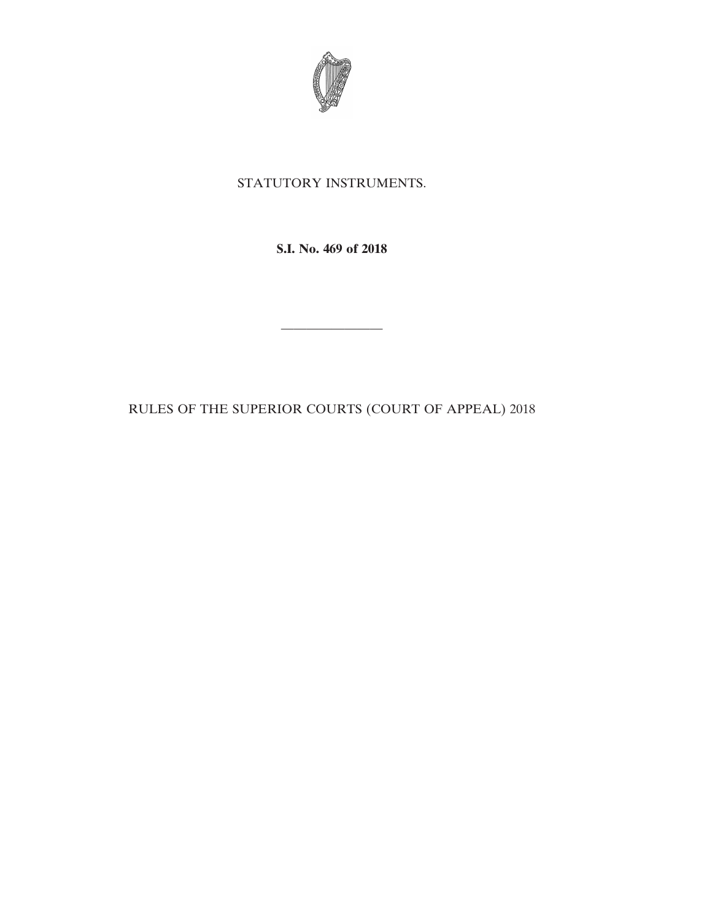STATUTORY INSTRUMENTS.

**S.I. No. 469 of 2018**

---

RULES OF THE SUPERIOR COURTS (COURT OF APPEAL) 2018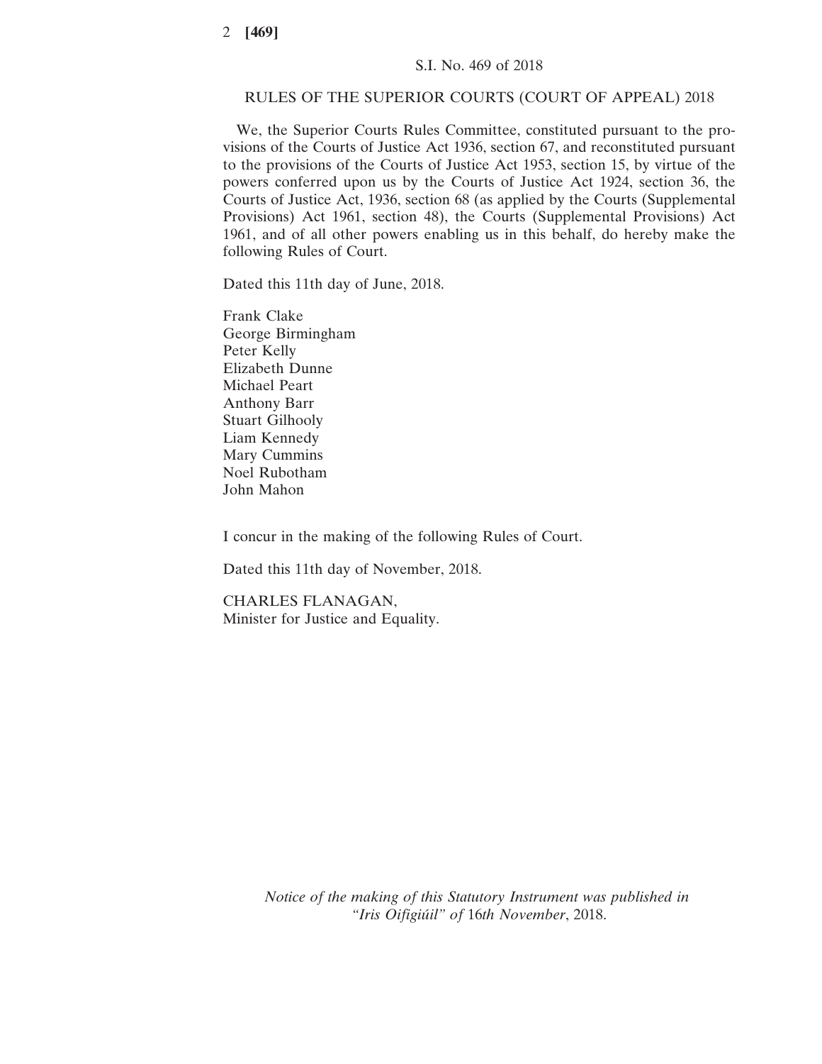S.I. No. 469 of 2018

RULES OF THE SUPERIOR COURTS (COURT OF APPEAL) 2018

We, the Superior Courts Rules Committee, constituted pursuant to the provisions of the Courts of Justice Act 1936, section 67, and reconstituted pursuant to the provisions of the Courts of Justice Act 1953, section 15, by virtue of the powers conferred upon us by the Courts of Justice Act 1924, section 36, the Courts of Justice Act, 1936, section 68 (as applied by the Courts (Supplemental Provisions) Act 1961, section 48), the Courts (Supplemental Provisions) Act 1961, and of all other powers enabling us in this behalf, do hereby make the following Rules of Court.

Dated this 11th day of June, 2018.

Frank Clake
George Birmingham
Peter Kelly
Elizabeth Dunne
Michael Peart
Anthony Barr
Stuart Gilhooly
Liam Kennedy
Mary Cummins
Noel Rubotham
John Mahon

I concur in the making of the following Rules of Court.

Dated this 11th day of November, 2018.

CHARLES FLANAGAN,
Minister for Justice and Equality.

*Notice of the making of this Statutory Instrument was published in "Iris Oifigiúil" of* 16*th November*, 2018.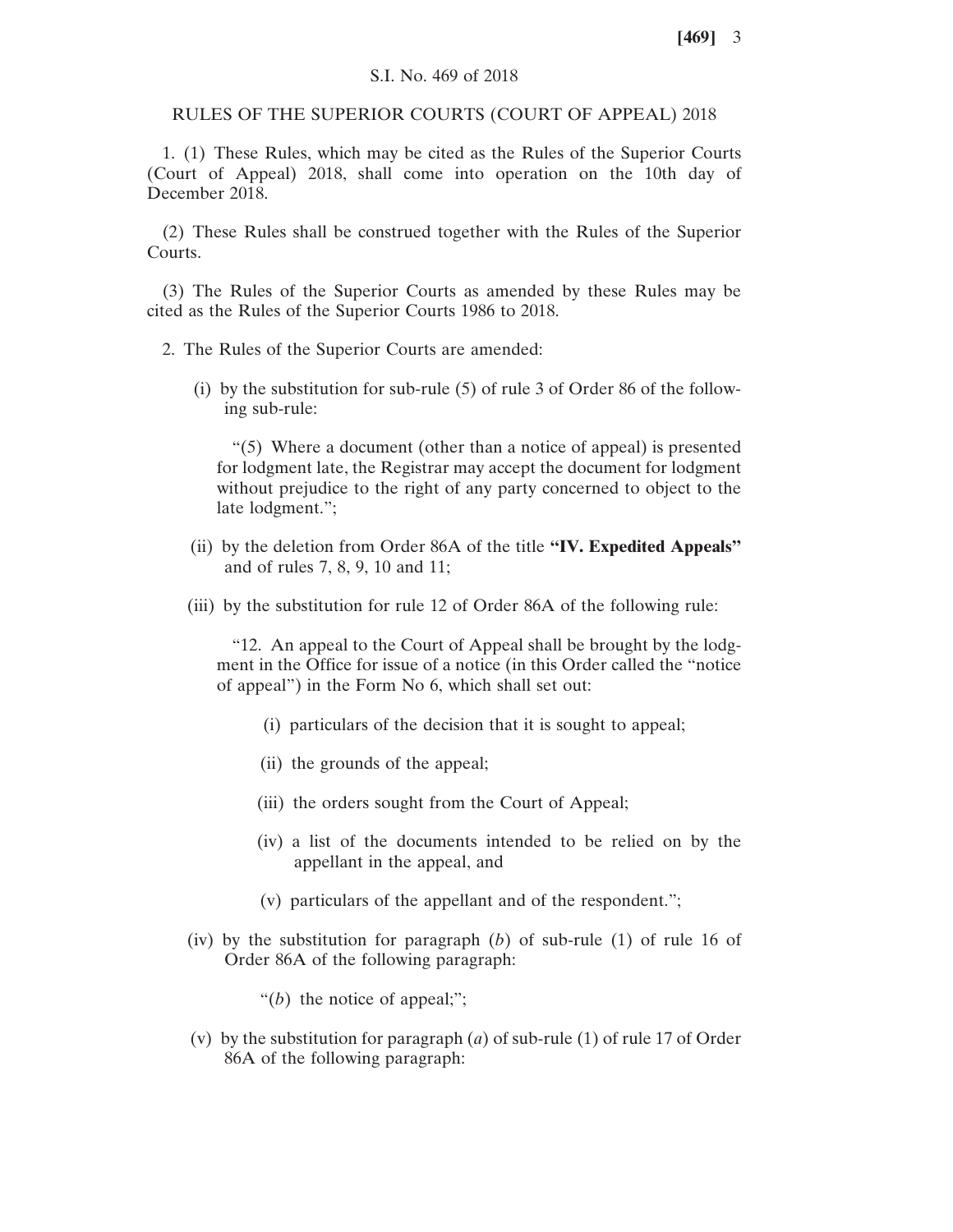S.I. No. 469 of 2018

RULES OF THE SUPERIOR COURTS (COURT OF APPEAL) 2018

1. (1) These Rules, which may be cited as the Rules of the Superior Courts (Court of Appeal) 2018, shall come into operation on the 10th day of December 2018.

(2) These Rules shall be construed together with the Rules of the Superior Courts.

(3) The Rules of the Superior Courts as amended by these Rules may be cited as the Rules of the Superior Courts 1986 to 2018.

2. The Rules of the Superior Courts are amended:

(i) by the substitution for sub-rule (5) of rule 3 of Order 86 of the following sub-rule:

"(5) Where a document (other than a notice of appeal) is presented for lodgment late, the Registrar may accept the document for lodgment without prejudice to the right of any party concerned to object to the late lodgment.";

(ii) by the deletion from Order 86A of the title **"IV. Expedited Appeals"** and of rules 7, 8, 9, 10 and 11;

(iii) by the substitution for rule 12 of Order 86A of the following rule:

"12. An appeal to the Court of Appeal shall be brought by the lodgment in the Office for issue of a notice (in this Order called the "notice of appeal") in the Form No 6, which shall set out:

(i) particulars of the decision that it is sought to appeal;

(ii) the grounds of the appeal;

(iii) the orders sought from the Court of Appeal;

(iv) a list of the documents intended to be relied on by the appellant in the appeal, and

(v) particulars of the appellant and of the respondent.";

(iv) by the substitution for paragraph (*b*) of sub-rule (1) of rule 16 of Order 86A of the following paragraph:

"(*b*) the notice of appeal;";

(v) by the substitution for paragraph (*a*) of sub-rule (1) of rule 17 of Order 86A of the following paragraph: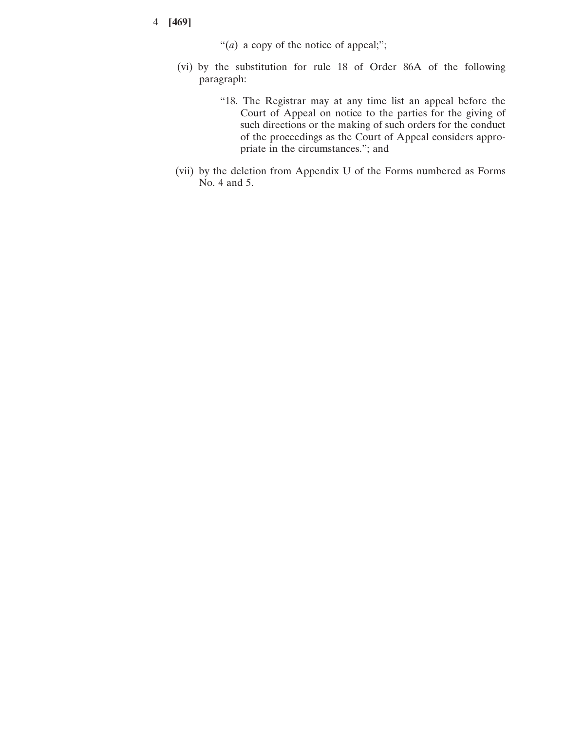“(*a*) a copy of the notice of appeal;”;

(vi) by the substitution for rule 18 of Order 86A of the following paragraph:

> “18. The Registrar may at any time list an appeal before the Court of Appeal on notice to the parties for the giving of such directions or the making of such orders for the conduct of the proceedings as the Court of Appeal considers appropriate in the circumstances.”; and

(vii) by the deletion from Appendix U of the Forms numbered as Forms No. 4 and 5.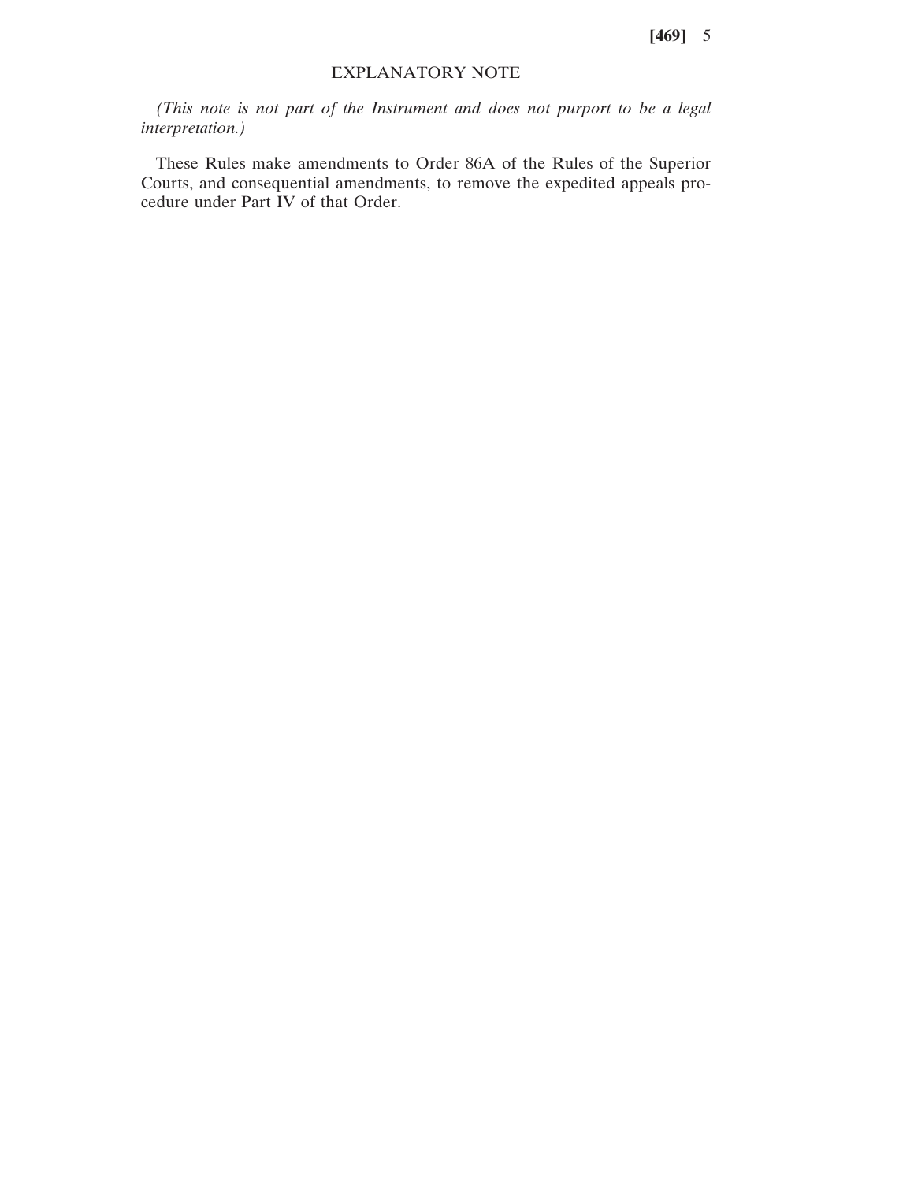## EXPLANATORY NOTE

*(This note is not part of the Instrument and does not purport to be a legal interpretation.)*

These Rules make amendments to Order 86A of the Rules of the Superior Courts, and consequential amendments, to remove the expedited appeals procedure under Part IV of that Order.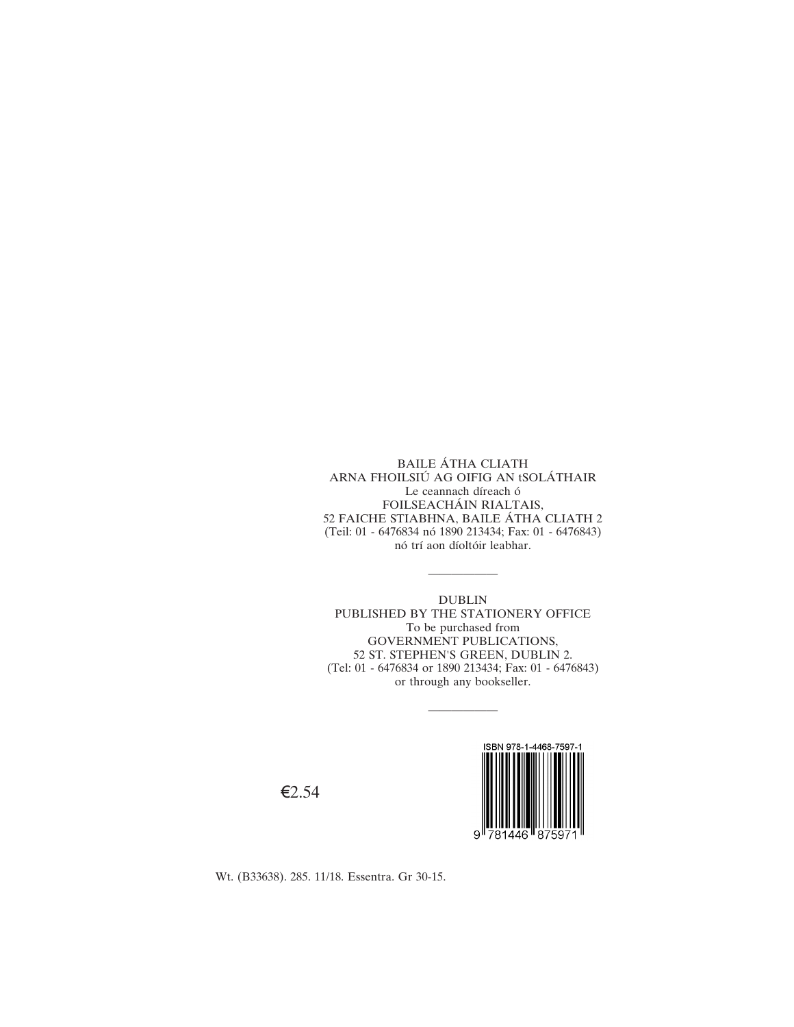BAILE ÁTHA CLIATH
ARNA FHOILSIÚ AG OIFIG AN tSOLÁTHAIR
Le ceannach díreach ó
FOILSEACHÁIN RIALTAIS,
52 FAICHE STIABHNA, BAILE ÁTHA CLIATH 2
(Teil: 01 - 6476834 nó 1890 213434; Fax: 01 - 6476843)
nó trí aon díoltóir leabhar.

---

DUBLIN
PUBLISHED BY THE STATIONERY OFFICE
To be purchased from
GOVERNMENT PUBLICATIONS,
52 ST. STEPHEN'S GREEN, DUBLIN 2.
(Tel: 01 - 6476834 or 1890 213434; Fax: 01 - 6476843)
or through any bookseller.

---

€2.54

ISBN 978-1-4468-7597-1

9 781446 875971

Wt. (B33638). 285. 11/18. Essentra. Gr 30-15.